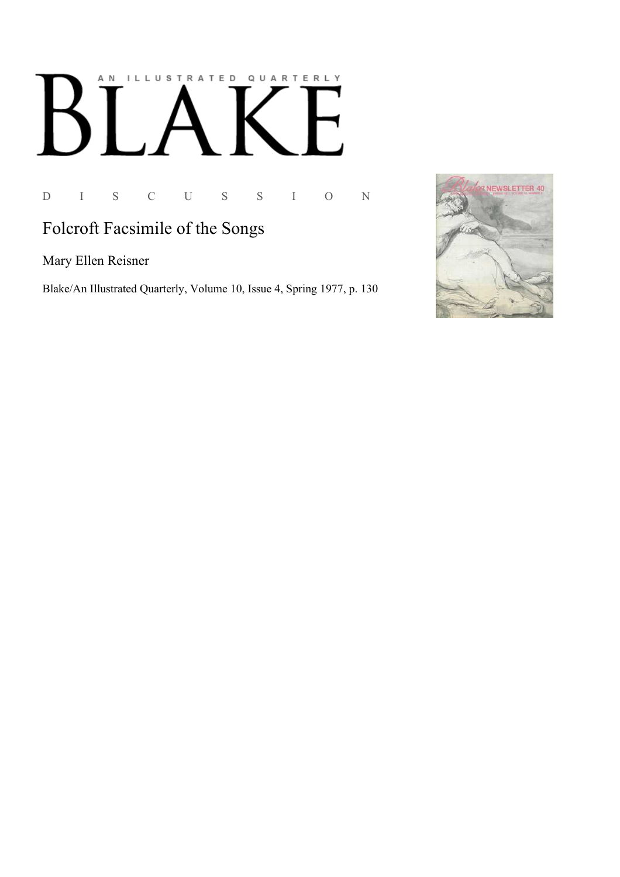AN ILLUSTRATED QUARTERLY

# BLAKE

D I S C U S S I O N

## Folcroft Facsimile of the Songs

Mary Ellen Reisner

Blake/An Illustrated Quarterly, Volume 10, Issue 4, Spring 1977, p. 130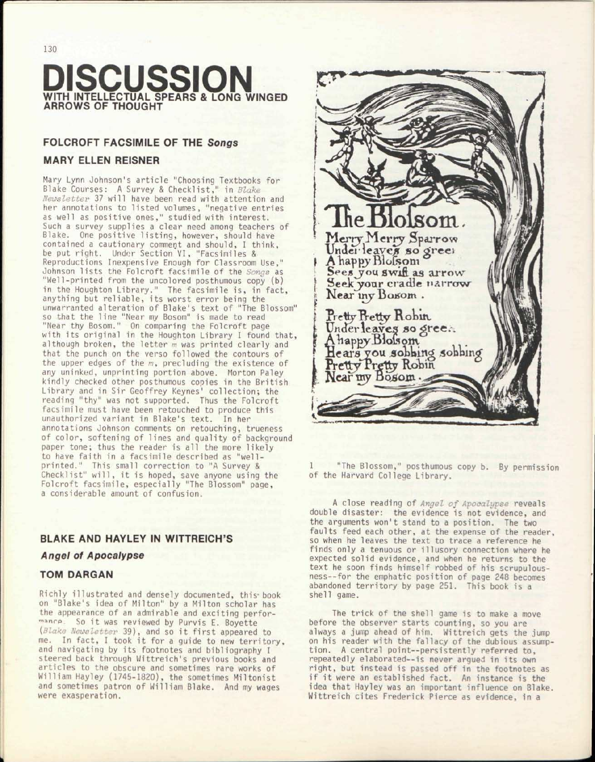# DISCUSSION

## WITH INTELLECTUAL SPEARS & LONG WINGED ARROWS OF THOUGHT

### FOLCROFT FACSIMILE OF THE *Songs*

### MARY ELLEN REISNER

Mary Lynn Johnson's article "Choosing Textbooks for Blake Courses: A Survey & Checklist," in *Blake Newsletter* 37 will have been read with attention and her annotations to listed volumes, "negative entries as well as positive ones," studied with interest. Such a survey supplies a clear need among teachers of Blake. One positive listing, however, should have contained a cautionary comment and should, I think, be put right. Under Section VI, "Facsimiles & Reproductions Inexpensive Enough for Classroom Use," Johnson lists the Folcroft facsimile of the *Songs* as "Well-printed from the uncolored posthumous copy (b) in the Houghton Library." The facsimile is, in fact, anything but reliable, its worst error being the unwarranted alteration of Blake's text of "The Blossom" so that the line "Near my Bosom" is made to read "Near thy Bosom." On comparing the Folcroft page with its original in the Houghton Library I found that, although broken, the letter *m* was printed clearly and that the punch on the verso followed the contours of the upper edges of the *m*, precluding the existence of any uninked, unprinting portion above. Morton Paley kindly checked other posthumous copies in the British Library and in Sir Geoffrey Keynes' collection; the reading "thy" was not supported. Thus the Folcroft facsimile must have been retouched to produce this unauthorized variant in Blake's text. In her annotations Johnson comments on retouching, trueness of color, softening of lines and quality of background paper tone; thus the reader is all the more likely to have faith in a facsimile described as "well-printed." This small correction to "A Survey & Checklist" will, it is hoped, save anyone using the Folcroft facsimile, especially "The Blossom" page, a considerable amount of confusion.

1 "The Blossom," posthumous copy b. By permission of the Harvard College Library.

### BLAKE AND HAYLEY IN WITTREICH'S *Angel of Apocalypse*

### TOM DARGAN

Richly illustrated and densely documented, this book on "Blake's idea of Milton" by a Milton scholar has the appearance of an admirable and exciting performance. So it was reviewed by Purvis E. Boyette (*Blake Newsletter* 39), and so it first appeared to me. In fact, I took it for a guide to new territory, and navigating by its footnotes and bibliography I steered back through Wittreich's previous books and articles to the obscure and sometimes rare works of William Hayley (1745-1820), the sometimes Miltonist and sometimes patron of William Blake. And my wages were exasperation.

A close reading of *Angel of Apocalypse* reveals double disaster: the evidence is not evidence, and the arguments won't stand to a position. The two faults feed each other, at the expense of the reader, so when he leaves the text to trace a reference he finds only a tenuous or illusory connection where he expected solid evidence, and when he returns to the text he soon finds himself robbed of his scrupulousness--for the emphatic position of page 248 becomes abandoned territory by page 251. This book is a shell game.

The trick of the shell game is to make a move before the observer starts counting, so you are always a jump ahead of him. Wittreich gets the jump on his reader with the fallacy of the dubious assumption. A central point--persistently referred to, repeatedly elaborated--is never argued in its own right, but instead is passed off in the footnotes as if it were an established fact. An instance is the idea that Hayley was an important influence on Blake. Wittreich cites Frederick Pierce as evidence, in a